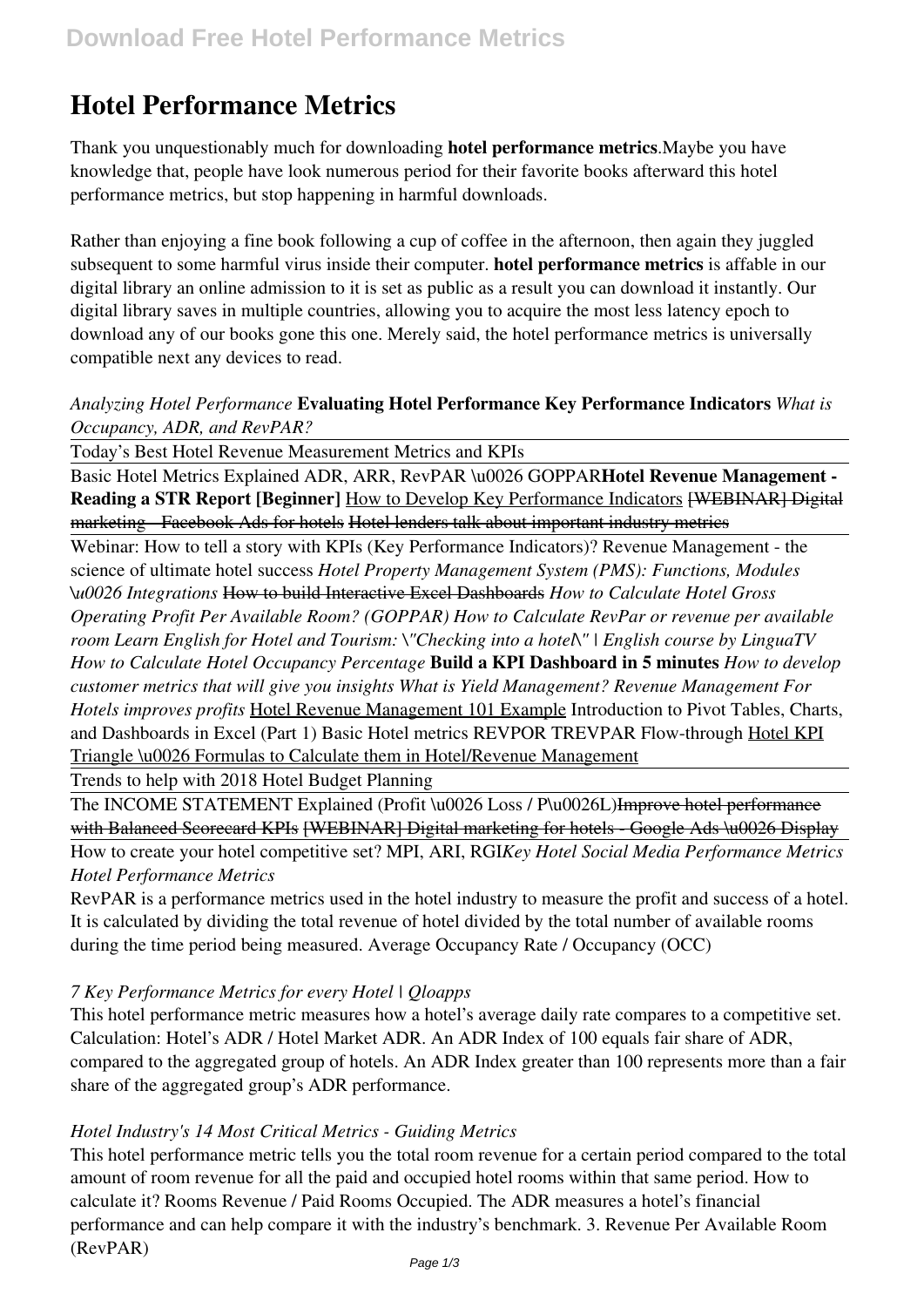# Hotel Performance Metrics

Thank you unquestionably much for downloading **hotel performance metrics**.Maybe you have knowledge that, people have look numerous period for their favorite books afterward this hotel performance metrics, but stop happening in harmful downloads.

Rather than enjoying a fine book following a cup of coffee in the afternoon, then again they juggled subsequent to some harmful virus inside their computer. **hotel performance metrics** is affable in our digital library an online admission to it is set as public as a result you can download it instantly. Our digital library saves in multiple countries, allowing you to acquire the most less latency epoch to download any of our books gone this one. Merely said, the hotel performance metrics is universally compatible next any devices to read.

*Analyzing Hotel Performance* **Evaluating Hotel Performance Key Performance Indicators** *What is Occupancy, ADR, and RevPAR?*

Today's Best Hotel Revenue Measurement Metrics and KPIs

Basic Hotel Metrics Explained ADR, ARR, RevPAR \u0026 GOPPAR**Hotel Revenue Management - Reading a STR Report [Beginner]** How to Develop Key Performance Indicators ~~[WEBINAR] Digital marketing - Facebook Ads for hotels~~ ~~Hotel lenders talk about important industry metrics~~

Webinar: How to tell a story with KPIs (Key Performance Indicators)? Revenue Management - the science of ultimate hotel success *Hotel Property Management System (PMS): Functions, Modules \u0026 Integrations* ~~How to build Interactive Excel Dashboards~~ *How to Calculate Hotel Gross Operating Profit Per Available Room? (GOPPAR) How to Calculate RevPar or revenue per available room Learn English for Hotel and Tourism: \"Checking into a hotel\" | English course by LinguaTV How to Calculate Hotel Occupancy Percentage* **Build a KPI Dashboard in 5 minutes** *How to develop customer metrics that will give you insights What is Yield Management? Revenue Management For Hotels improves profits* Hotel Revenue Management 101 Example Introduction to Pivot Tables, Charts, and Dashboards in Excel (Part 1) Basic Hotel metrics REVPOR TREVPAR Flow-through Hotel KPI Triangle \u0026 Formulas to Calculate them in Hotel/Revenue Management

Trends to help with 2018 Hotel Budget Planning

The INCOME STATEMENT Explained (Profit \u0026 Loss / P\u0026L)~~Improve hotel performance with Balanced Scorecard KPIs~~ ~~[WEBINAR] Digital marketing for hotels - Google Ads \u0026 Display~~

How to create your hotel competitive set? MPI, ARI, RGI*Key Hotel Social Media Performance Metrics Hotel Performance Metrics*

RevPAR is a performance metrics used in the hotel industry to measure the profit and success of a hotel. It is calculated by dividing the total revenue of hotel divided by the total number of available rooms during the time period being measured. Average Occupancy Rate / Occupancy (OCC)

*7 Key Performance Metrics for every Hotel | Qloapps*

This hotel performance metric measures how a hotel's average daily rate compares to a competitive set. Calculation: Hotel's ADR / Hotel Market ADR. An ADR Index of 100 equals fair share of ADR, compared to the aggregated group of hotels. An ADR Index greater than 100 represents more than a fair share of the aggregated group's ADR performance.

*Hotel Industry's 14 Most Critical Metrics - Guiding Metrics*

This hotel performance metric tells you the total room revenue for a certain period compared to the total amount of room revenue for all the paid and occupied hotel rooms within that same period. How to calculate it? Rooms Revenue / Paid Rooms Occupied. The ADR measures a hotel's financial performance and can help compare it with the industry's benchmark. 3. Revenue Per Available Room (RevPAR)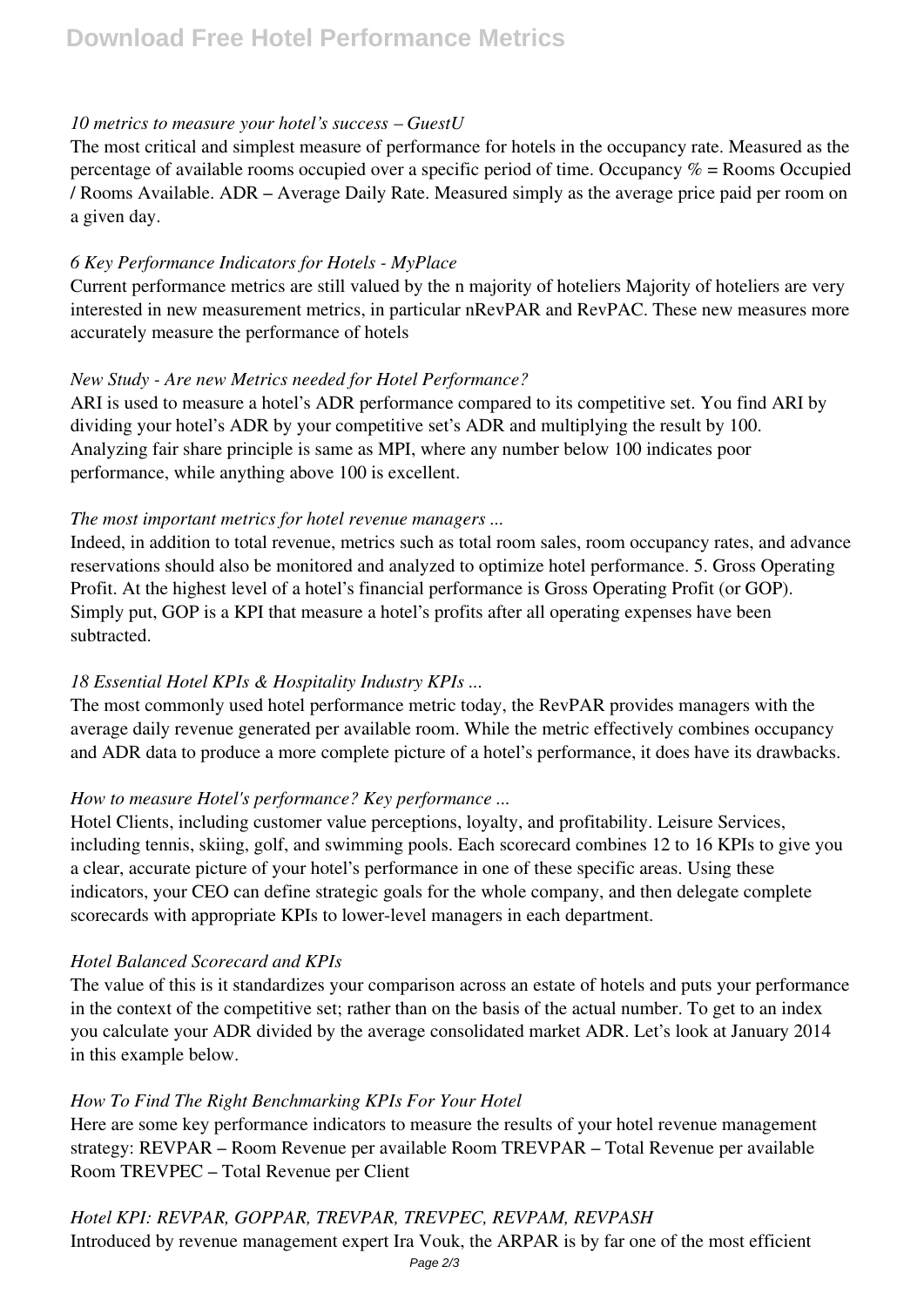*10 metrics to measure your hotel's success – GuestU*

The most critical and simplest measure of performance for hotels in the occupancy rate. Measured as the percentage of available rooms occupied over a specific period of time. Occupancy % = Rooms Occupied / Rooms Available. ADR – Average Daily Rate. Measured simply as the average price paid per room on a given day.

*6 Key Performance Indicators for Hotels - MyPlace*

Current performance metrics are still valued by the n majority of hoteliers Majority of hoteliers are very interested in new measurement metrics, in particular nRevPAR and RevPAC. These new measures more accurately measure the performance of hotels

*New Study - Are new Metrics needed for Hotel Performance?*

ARI is used to measure a hotel's ADR performance compared to its competitive set. You find ARI by dividing your hotel's ADR by your competitive set's ADR and multiplying the result by 100. Analyzing fair share principle is same as MPI, where any number below 100 indicates poor performance, while anything above 100 is excellent.

*The most important metrics for hotel revenue managers ...*

Indeed, in addition to total revenue, metrics such as total room sales, room occupancy rates, and advance reservations should also be monitored and analyzed to optimize hotel performance. 5. Gross Operating Profit. At the highest level of a hotel's financial performance is Gross Operating Profit (or GOP). Simply put, GOP is a KPI that measure a hotel's profits after all operating expenses have been subtracted.

*18 Essential Hotel KPIs & Hospitality Industry KPIs ...*

The most commonly used hotel performance metric today, the RevPAR provides managers with the average daily revenue generated per available room. While the metric effectively combines occupancy and ADR data to produce a more complete picture of a hotel's performance, it does have its drawbacks.

*How to measure Hotel's performance? Key performance ...*

Hotel Clients, including customer value perceptions, loyalty, and profitability. Leisure Services, including tennis, skiing, golf, and swimming pools. Each scorecard combines 12 to 16 KPIs to give you a clear, accurate picture of your hotel's performance in one of these specific areas. Using these indicators, your CEO can define strategic goals for the whole company, and then delegate complete scorecards with appropriate KPIs to lower-level managers in each department.

*Hotel Balanced Scorecard and KPIs*

The value of this is it standardizes your comparison across an estate of hotels and puts your performance in the context of the competitive set; rather than on the basis of the actual number. To get to an index you calculate your ADR divided by the average consolidated market ADR. Let's look at January 2014 in this example below.

*How To Find The Right Benchmarking KPIs For Your Hotel*

Here are some key performance indicators to measure the results of your hotel revenue management strategy: REVPAR – Room Revenue per available Room TREVPAR – Total Revenue per available Room TREVPEC – Total Revenue per Client

*Hotel KPI: REVPAR, GOPPAR, TREVPAR, TREVPEC, REVPAM, REVPASH*

Introduced by revenue management expert Ira Vouk, the ARPAR is by far one of the most efficient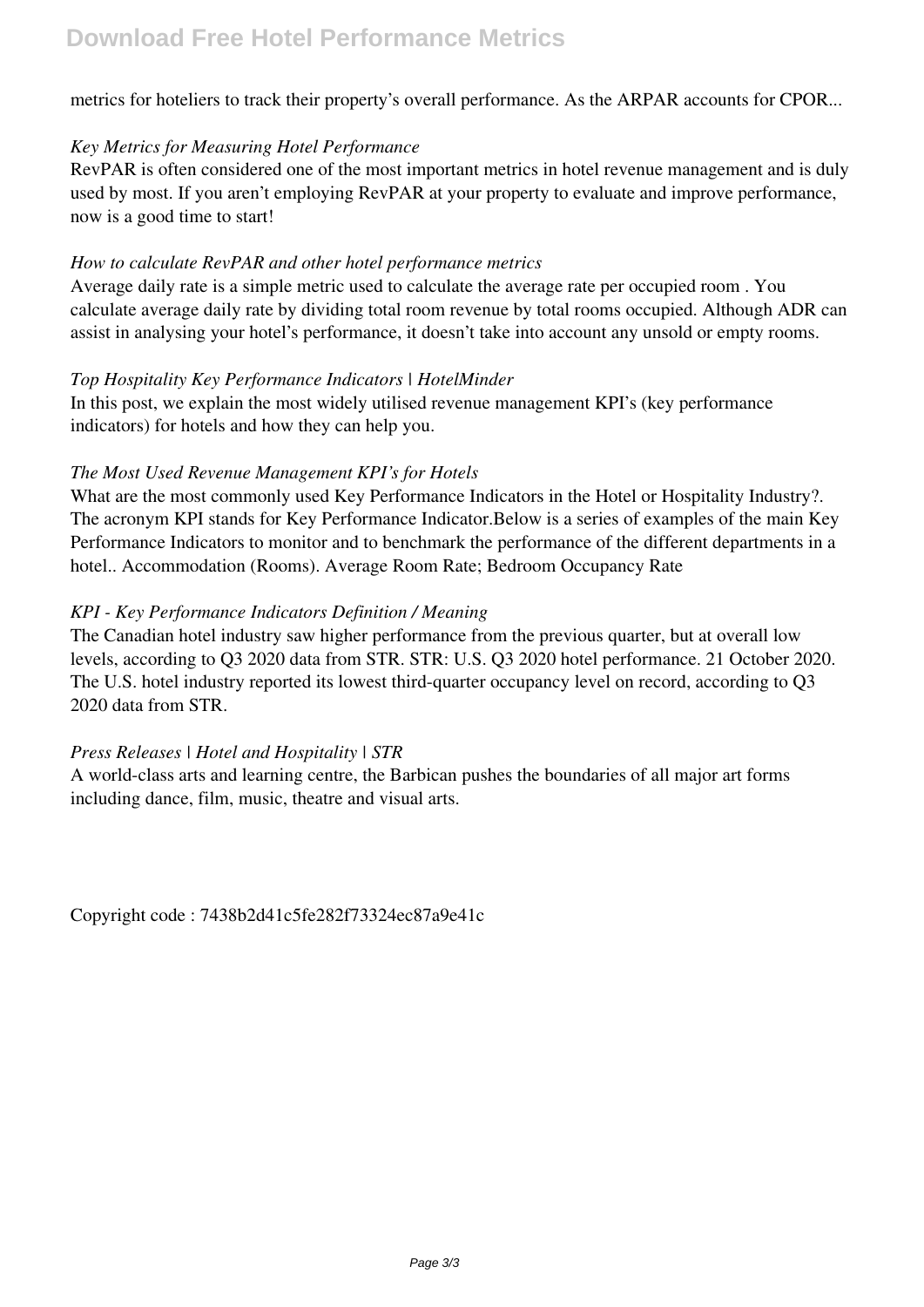metrics for hoteliers to track their property's overall performance. As the ARPAR accounts for CPOR...

*Key Metrics for Measuring Hotel Performance*

RevPAR is often considered one of the most important metrics in hotel revenue management and is duly used by most. If you aren't employing RevPAR at your property to evaluate and improve performance, now is a good time to start!

*How to calculate RevPAR and other hotel performance metrics*

Average daily rate is a simple metric used to calculate the average rate per occupied room . You calculate average daily rate by dividing total room revenue by total rooms occupied. Although ADR can assist in analysing your hotel's performance, it doesn't take into account any unsold or empty rooms.

*Top Hospitality Key Performance Indicators | HotelMinder*

In this post, we explain the most widely utilised revenue management KPI's (key performance indicators) for hotels and how they can help you.

*The Most Used Revenue Management KPI's for Hotels*

What are the most commonly used Key Performance Indicators in the Hotel or Hospitality Industry?. The acronym KPI stands for Key Performance Indicator.Below is a series of examples of the main Key Performance Indicators to monitor and to benchmark the performance of the different departments in a hotel.. Accommodation (Rooms). Average Room Rate; Bedroom Occupancy Rate

*KPI - Key Performance Indicators Definition / Meaning*

The Canadian hotel industry saw higher performance from the previous quarter, but at overall low levels, according to Q3 2020 data from STR. STR: U.S. Q3 2020 hotel performance. 21 October 2020. The U.S. hotel industry reported its lowest third-quarter occupancy level on record, according to Q3 2020 data from STR.

*Press Releases | Hotel and Hospitality | STR*

A world-class arts and learning centre, the Barbican pushes the boundaries of all major art forms including dance, film, music, theatre and visual arts.

Copyright code : 7438b2d41c5fe282f73324ec87a9e41c